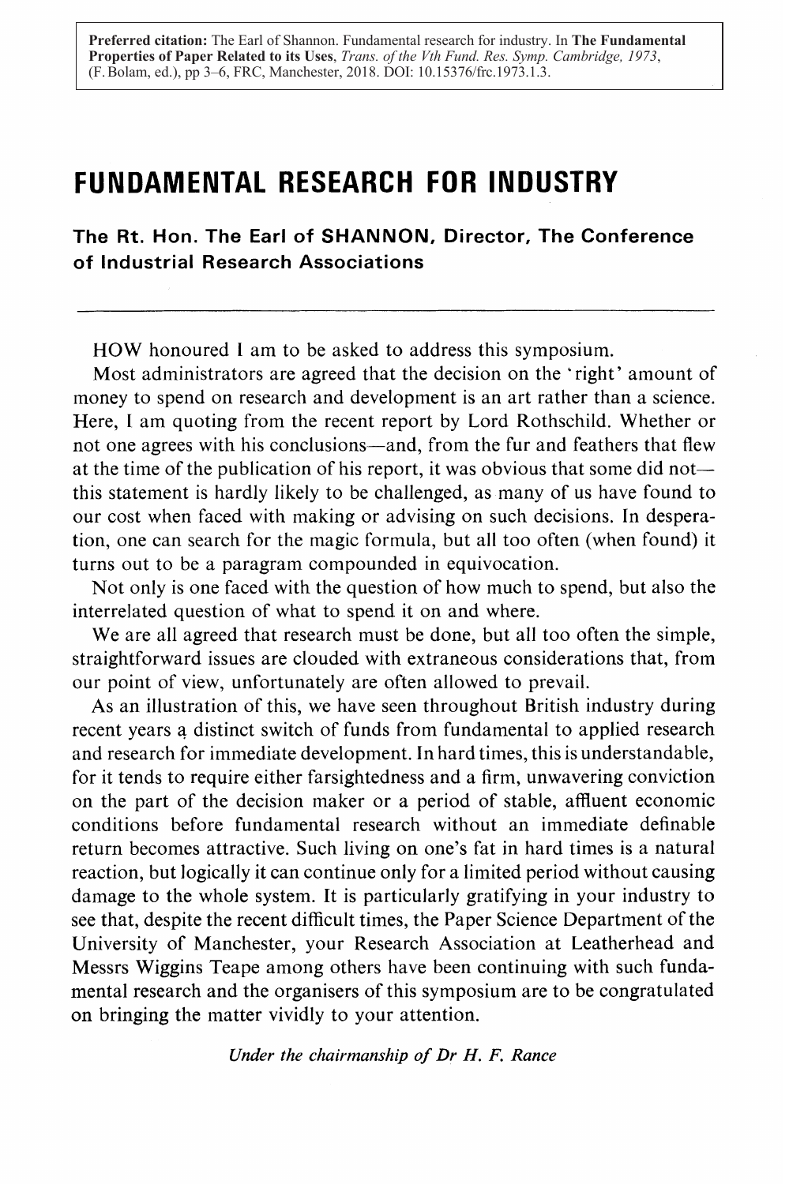**Preferred citation:** The Earl of Shannon. Fundamental research for industry. In **The Fundamental Properties of Paper Related to its Uses**, *Trans. of the Vth Fund. Res. Symp. Cambridge, 1973*, (F. Bolam, ed.), pp 3–6, FRC, Manchester, 2018. DOI: 10.15376/frc.1973.1.3.

# FUNDAMENTAL RESEARCH FOR INDUSTRY

**The Rt. Hon. The Earl of SHANNON, Director, The Conference of Industrial Research Associations**

---

HOW honoured I am to be asked to address this symposium.

Most administrators are agreed that the decision on the 'right' amount of money to spend on research and development is an art rather than a science. Here, I am quoting from the recent report by Lord Rothschild. Whether or not one agrees with his conclusions—and, from the fur and feathers that flew at the time of the publication of his report, it was obvious that some did not—this statement is hardly likely to be challenged, as many of us have found to our cost when faced with making or advising on such decisions. In desperation, one can search for the magic formula, but all too often (when found) it turns out to be a paragram compounded in equivocation.

Not only is one faced with the question of how much to spend, but also the interrelated question of what to spend it on and where.

We are all agreed that research must be done, but all too often the simple, straightforward issues are clouded with extraneous considerations that, from our point of view, unfortunately are often allowed to prevail.

As an illustration of this, we have seen throughout British industry during recent years a distinct switch of funds from fundamental to applied research and research for immediate development. In hard times, this is understandable, for it tends to require either farsightedness and a firm, unwavering conviction on the part of the decision maker or a period of stable, affluent economic conditions before fundamental research without an immediate definable return becomes attractive. Such living on one's fat in hard times is a natural reaction, but logically it can continue only for a limited period without causing damage to the whole system. It is particularly gratifying in your industry to see that, despite the recent difficult times, the Paper Science Department of the University of Manchester, your Research Association at Leatherhead and Messrs Wiggins Teape among others have been continuing with such fundamental research and the organisers of this symposium are to be congratulated on bringing the matter vividly to your attention.

*Under the chairmanship of Dr H. F. Rance*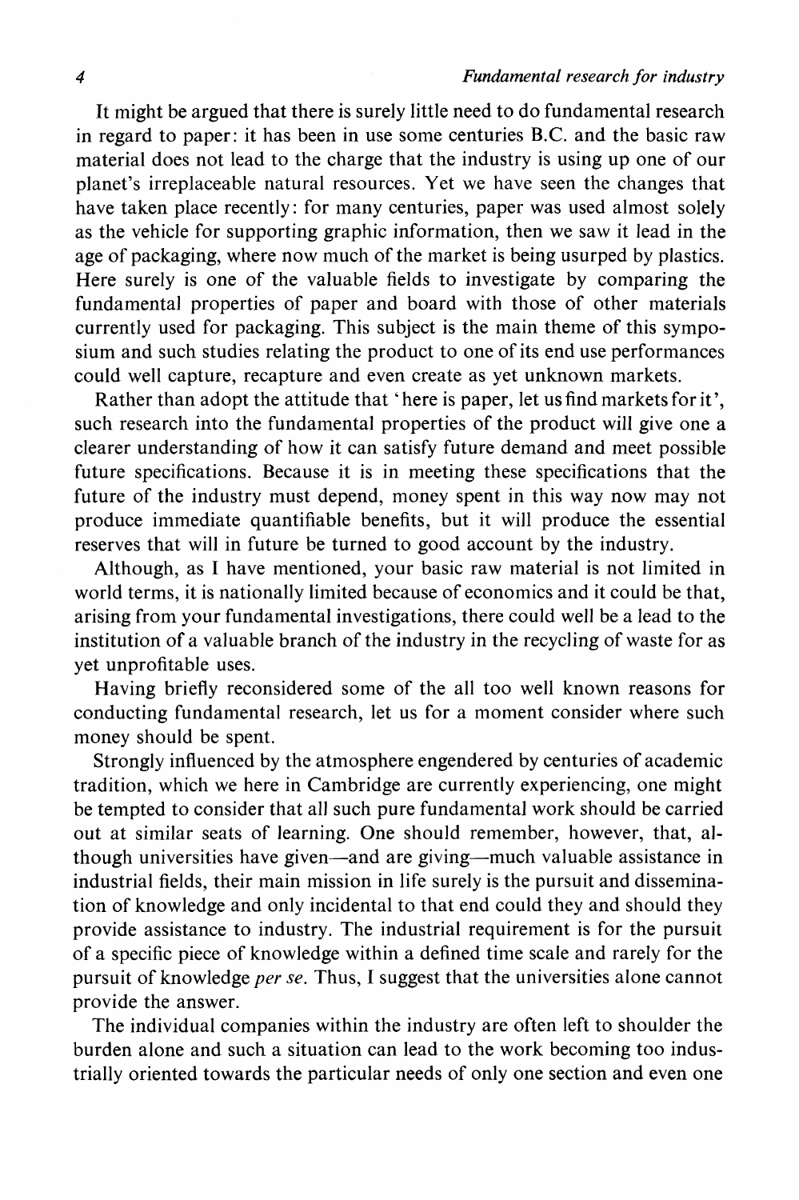It might be argued that there is surely little need to do fundamental research in regard to paper: it has been in use some centuries B.C. and the basic raw material does not lead to the charge that the industry is using up one of our planet's irreplaceable natural resources. Yet we have seen the changes that have taken place recently: for many centuries, paper was used almost solely as the vehicle for supporting graphic information, then we saw it lead in the age of packaging, where now much of the market is being usurped by plastics. Here surely is one of the valuable fields to investigate by comparing the fundamental properties of paper and board with those of other materials currently used for packaging. This subject is the main theme of this symposium and such studies relating the product to one of its end use performances could well capture, recapture and even create as yet unknown markets.

Rather than adopt the attitude that 'here is paper, let us find markets for it', such research into the fundamental properties of the product will give one a clearer understanding of how it can satisfy future demand and meet possible future specifications. Because it is in meeting these specifications that the future of the industry must depend, money spent in this way now may not produce immediate quantifiable benefits, but it will produce the essential reserves that will in future be turned to good account by the industry.

Although, as I have mentioned, your basic raw material is not limited in world terms, it is nationally limited because of economics and it could be that, arising from your fundamental investigations, there could well be a lead to the institution of a valuable branch of the industry in the recycling of waste for as yet unprofitable uses.

Having briefly reconsidered some of the all too well known reasons for conducting fundamental research, let us for a moment consider where such money should be spent.

Strongly influenced by the atmosphere engendered by centuries of academic tradition, which we here in Cambridge are currently experiencing, one might be tempted to consider that all such pure fundamental work should be carried out at similar seats of learning. One should remember, however, that, although universities have given—and are giving—much valuable assistance in industrial fields, their main mission in life surely is the pursuit and dissemination of knowledge and only incidental to that end could they and should they provide assistance to industry. The industrial requirement is for the pursuit of a specific piece of knowledge within a defined time scale and rarely for the pursuit of knowledge *per se*. Thus, I suggest that the universities alone cannot provide the answer.

The individual companies within the industry are often left to shoulder the burden alone and such a situation can lead to the work becoming too industrially oriented towards the particular needs of only one section and even one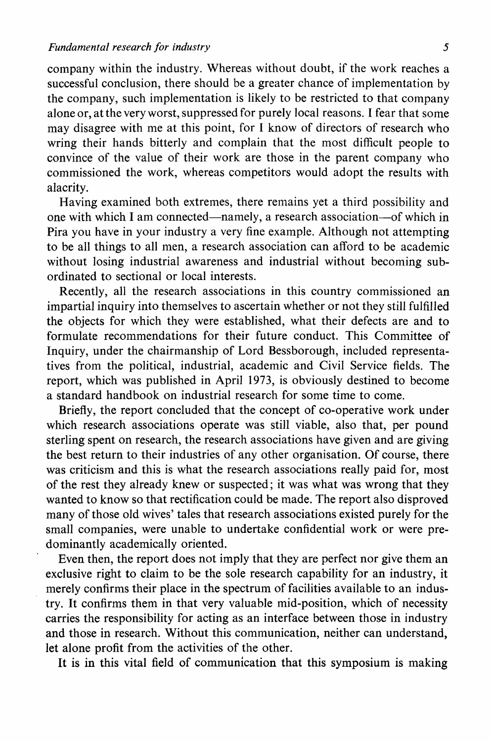company within the industry. Whereas without doubt, if the work reaches a successful conclusion, there should be a greater chance of implementation by the company, such implementation is likely to be restricted to that company alone or, at the very worst, suppressed for purely local reasons. I fear that some may disagree with me at this point, for I know of directors of research who wring their hands bitterly and complain that the most difficult people to convince of the value of their work are those in the parent company who commissioned the work, whereas competitors would adopt the results with alacrity.

Having examined both extremes, there remains yet a third possibility and one with which I am connected—namely, a research association—of which in Pira you have in your industry a very fine example. Although not attempting to be all things to all men, a research association can afford to be academic without losing industrial awareness and industrial without becoming subordinated to sectional or local interests.

Recently, all the research associations in this country commissioned an impartial inquiry into themselves to ascertain whether or not they still fulfilled the objects for which they were established, what their defects are and to formulate recommendations for their future conduct. This Committee of Inquiry, under the chairmanship of Lord Bessborough, included representatives from the political, industrial, academic and Civil Service fields. The report, which was published in April 1973, is obviously destined to become a standard handbook on industrial research for some time to come.

Briefly, the report concluded that the concept of co-operative work under which research associations operate was still viable, also that, per pound sterling spent on research, the research associations have given and are giving the best return to their industries of any other organisation. Of course, there was criticism and this is what the research associations really paid for, most of the rest they already knew or suspected; it was what was wrong that they wanted to know so that rectification could be made. The report also disproved many of those old wives' tales that research associations existed purely for the small companies, were unable to undertake confidential work or were predominantly academically oriented.

Even then, the report does not imply that they are perfect nor give them an exclusive right to claim to be the sole research capability for an industry, it merely confirms their place in the spectrum of facilities available to an industry. It confirms them in that very valuable mid-position, which of necessity carries the responsibility for acting as an interface between those in industry and those in research. Without this communication, neither can understand, let alone profit from the activities of the other.

It is in this vital field of communication that this symposium is making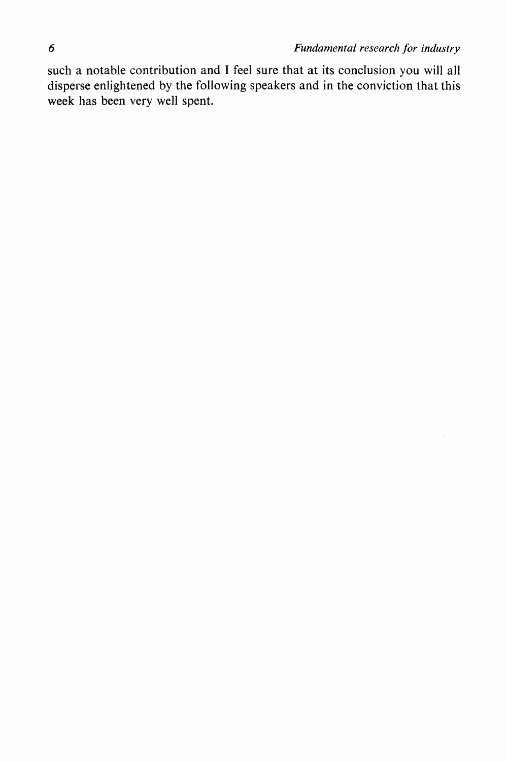such a notable contribution and I feel sure that at its conclusion you will all disperse enlightened by the following speakers and in the conviction that this week has been very well spent.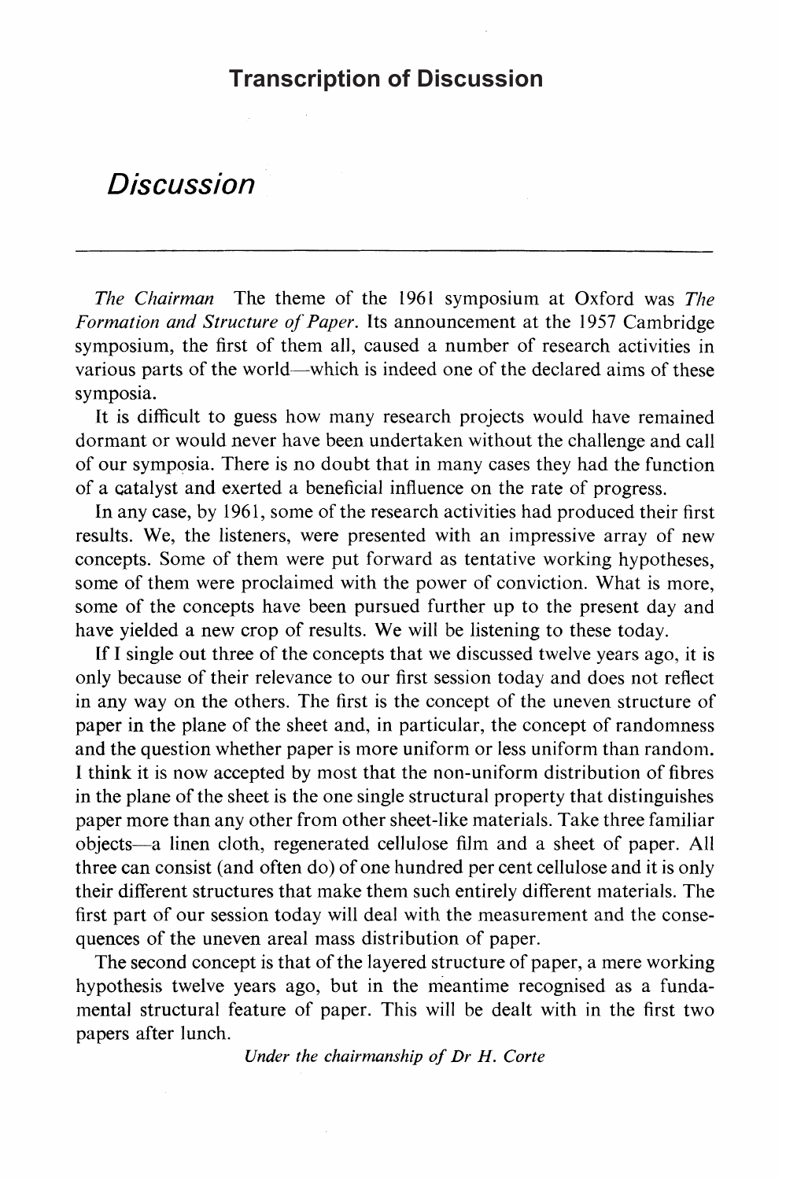# Transcription of Discussion

## Discussion

*The Chairman* The theme of the 1961 symposium at Oxford was *The Formation and Structure of Paper*. Its announcement at the 1957 Cambridge symposium, the first of them all, caused a number of research activities in various parts of the world—which is indeed one of the declared aims of these symposia.

It is difficult to guess how many research projects would have remained dormant or would never have been undertaken without the challenge and call of our symposia. There is no doubt that in many cases they had the function of a catalyst and exerted a beneficial influence on the rate of progress.

In any case, by 1961, some of the research activities had produced their first results. We, the listeners, were presented with an impressive array of new concepts. Some of them were put forward as tentative working hypotheses, some of them were proclaimed with the power of conviction. What is more, some of the concepts have been pursued further up to the present day and have yielded a new crop of results. We will be listening to these today.

If I single out three of the concepts that we discussed twelve years ago, it is only because of their relevance to our first session today and does not reflect in any way on the others. The first is the concept of the uneven structure of paper in the plane of the sheet and, in particular, the concept of randomness and the question whether paper is more uniform or less uniform than random. I think it is now accepted by most that the non-uniform distribution of fibres in the plane of the sheet is the one single structural property that distinguishes paper more than any other from other sheet-like materials. Take three familiar objects—a linen cloth, regenerated cellulose film and a sheet of paper. All three can consist (and often do) of one hundred per cent cellulose and it is only their different structures that make them such entirely different materials. The first part of our session today will deal with the measurement and the consequences of the uneven areal mass distribution of paper.

The second concept is that of the layered structure of paper, a mere working hypothesis twelve years ago, but in the meantime recognised as a fundamental structural feature of paper. This will be dealt with in the first two papers after lunch.

*Under the chairmanship of Dr H. Corte*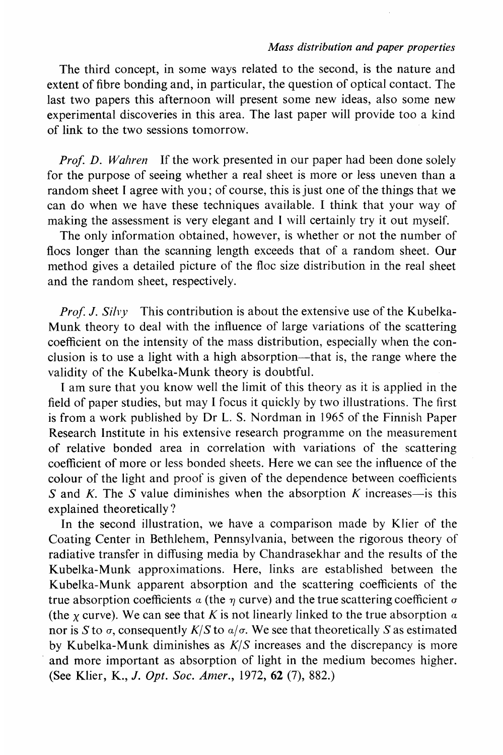The third concept, in some ways related to the second, is the nature and extent of fibre bonding and, in particular, the question of optical contact. The last two papers this afternoon will present some new ideas, also some new experimental discoveries in this area. The last paper will provide too a kind of link to the two sessions tomorrow.

*Prof. D. Wahren* If the work presented in our paper had been done solely for the purpose of seeing whether a real sheet is more or less uneven than a random sheet I agree with you; of course, this is just one of the things that we can do when we have these techniques available. I think that your way of making the assessment is very elegant and I will certainly try it out myself.

The only information obtained, however, is whether or not the number of flocs longer than the scanning length exceeds that of a random sheet. Our method gives a detailed picture of the floc size distribution in the real sheet and the random sheet, respectively.

*Prof. J. Silvy* This contribution is about the extensive use of the Kubelka-Munk theory to deal with the influence of large variations of the scattering coefficient on the intensity of the mass distribution, especially when the conclusion is to use a light with a high absorption—that is, the range where the validity of the Kubelka-Munk theory is doubtful.

I am sure that you know well the limit of this theory as it is applied in the field of paper studies, but may I focus it quickly by two illustrations. The first is from a work published by Dr L. S. Nordman in 1965 of the Finnish Paper Research Institute in his extensive research programme on the measurement of relative bonded area in correlation with variations of the scattering coefficient of more or less bonded sheets. Here we can see the influence of the colour of the light and proof is given of the dependence between coefficients $S$ and $K$. The $S$ value diminishes when the absorption $K$ increases—is this explained theoretically?

In the second illustration, we have a comparison made by Klier of the Coating Center in Bethlehem, Pennsylvania, between the rigorous theory of radiative transfer in diffusing media by Chandrasekhar and the results of the Kubelka-Munk approximations. Here, links are established between the Kubelka-Munk apparent absorption and the scattering coefficients of the true absorption coefficients $\alpha$ (the $\eta$ curve) and the true scattering coefficient $\sigma$ (the $\chi$ curve). We can see that $K$ is not linearly linked to the true absorption $\alpha$ nor is $S$ to $\sigma$, consequently $K/S$ to $\alpha/\sigma$. We see that theoretically $S$ as estimated by Kubelka-Munk diminishes as $K/S$ increases and the discrepancy is more and more important as absorption of light in the medium becomes higher. (See Klier, K., *J. Opt. Soc. Amer.*, 1972, **62** (7), 882.)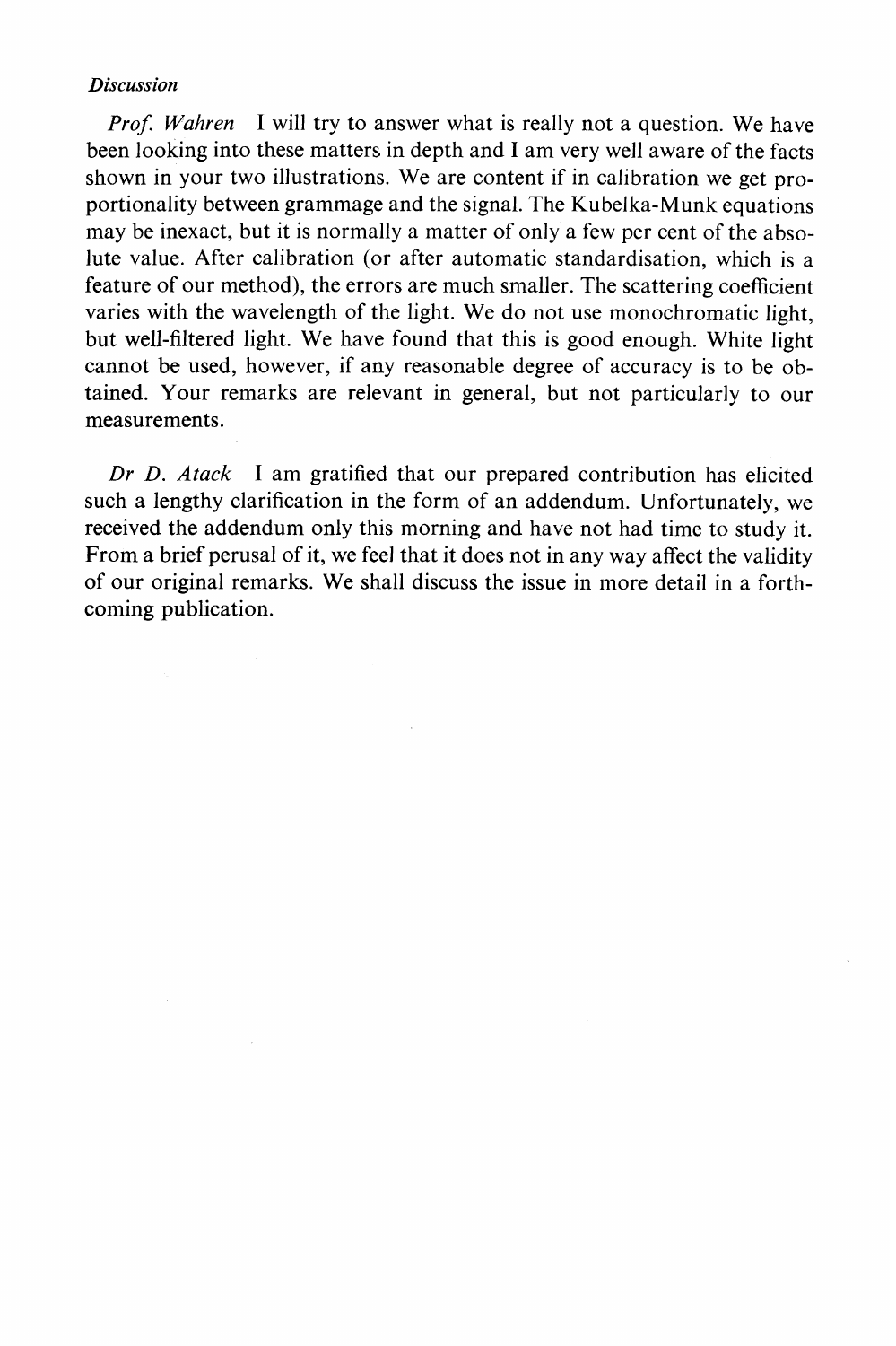*Discussion*

*Prof. Wahren* I will try to answer what is really not a question. We have been looking into these matters in depth and I am very well aware of the facts shown in your two illustrations. We are content if in calibration we get proportionality between grammage and the signal. The Kubelka-Munk equations may be inexact, but it is normally a matter of only a few per cent of the absolute value. After calibration (or after automatic standardisation, which is a feature of our method), the errors are much smaller. The scattering coefficient varies with the wavelength of the light. We do not use monochromatic light, but well-filtered light. We have found that this is good enough. White light cannot be used, however, if any reasonable degree of accuracy is to be obtained. Your remarks are relevant in general, but not particularly to our measurements.

*Dr D. Atack* I am gratified that our prepared contribution has elicited such a lengthy clarification in the form of an addendum. Unfortunately, we received the addendum only this morning and have not had time to study it. From a brief perusal of it, we feel that it does not in any way affect the validity of our original remarks. We shall discuss the issue in more detail in a forthcoming publication.